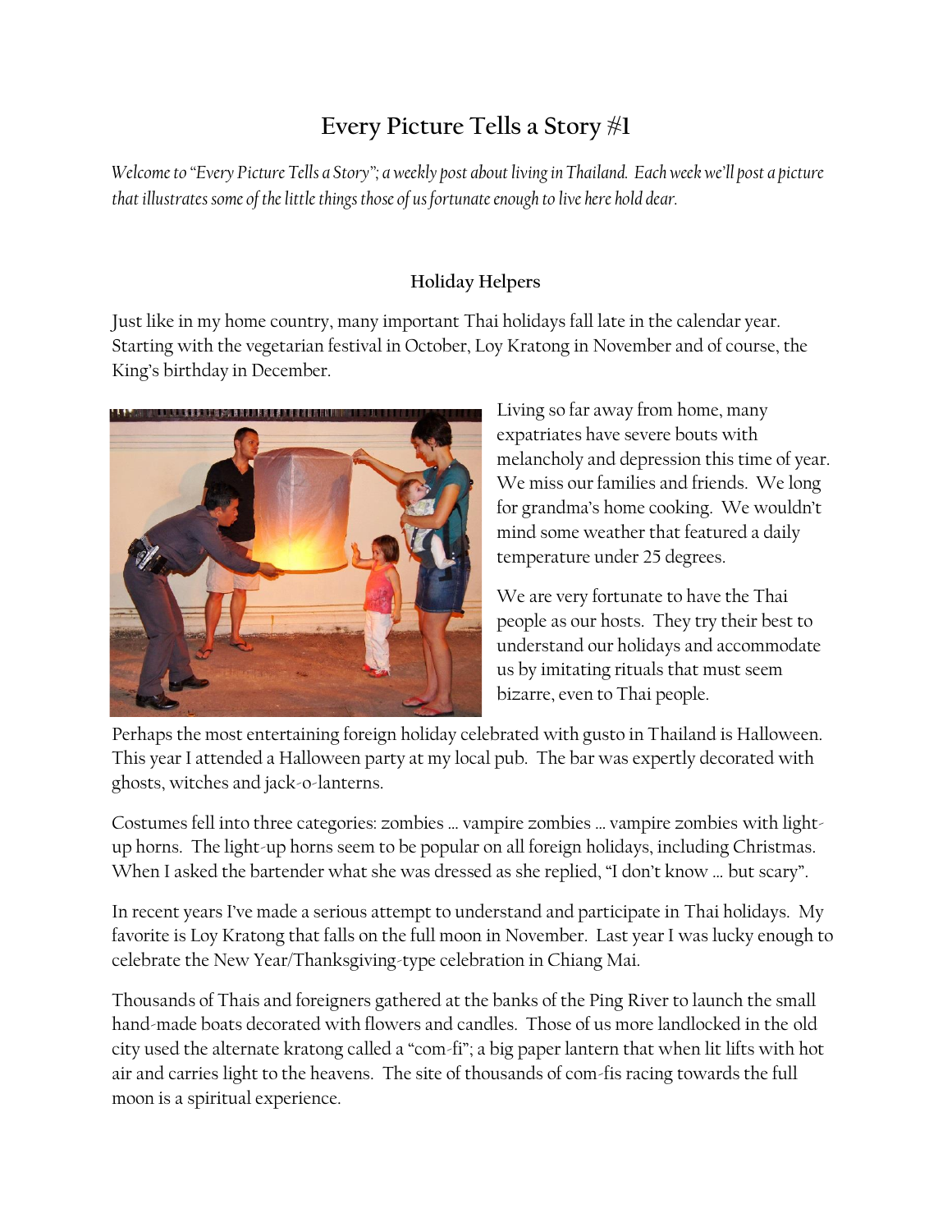# Every Picture Tells a Story #1

*Welcome to "Every Picture Tells a Story"; a weekly post about living in Thailand. Each week we'll post a picture that illustrates some of the little things those of us fortunate enough to live here hold dear.*

### Holiday Helpers

Just like in my home country, many important Thai holidays fall late in the calendar year. Starting with the vegetarian festival in October, Loy Kratong in November and of course, the King's birthday in December.

Living so far away from home, many expatriates have severe bouts with melancholy and depression this time of year. We miss our families and friends. We long for grandma's home cooking. We wouldn't mind some weather that featured a daily temperature under 25 degrees.

We are very fortunate to have the Thai people as our hosts. They try their best to understand our holidays and accommodate us by imitating rituals that must seem bizarre, even to Thai people.

Perhaps the most entertaining foreign holiday celebrated with gusto in Thailand is Halloween. This year I attended a Halloween party at my local pub. The bar was expertly decorated with ghosts, witches and jack-o-lanterns.

Costumes fell into three categories: zombies … vampire zombies … vampire zombies with light-up horns. The light-up horns seem to be popular on all foreign holidays, including Christmas. When I asked the bartender what she was dressed as she replied, "I don't know … but scary".

In recent years I've made a serious attempt to understand and participate in Thai holidays. My favorite is Loy Kratong that falls on the full moon in November. Last year I was lucky enough to celebrate the New Year/Thanksgiving-type celebration in Chiang Mai.

Thousands of Thais and foreigners gathered at the banks of the Ping River to launch the small hand-made boats decorated with flowers and candles. Those of us more landlocked in the old city used the alternate kratong called a "com-fi"; a big paper lantern that when lit lifts with hot air and carries light to the heavens. The site of thousands of com-fis racing towards the full moon is a spiritual experience.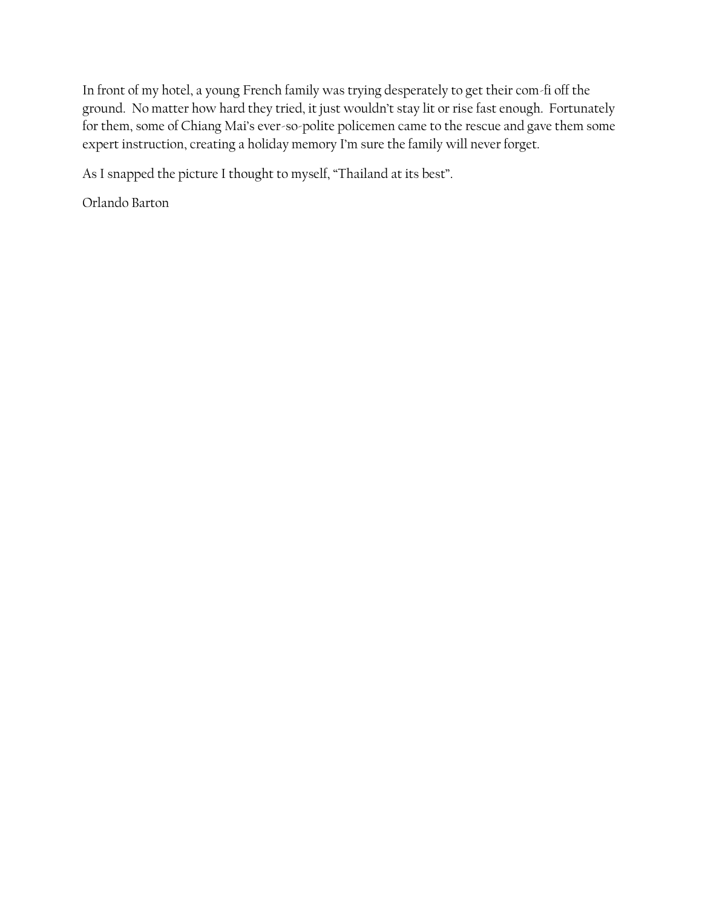In front of my hotel, a young French family was trying desperately to get their com-fi off the ground. No matter how hard they tried, it just wouldn't stay lit or rise fast enough. Fortunately for them, some of Chiang Mai's ever-so-polite policemen came to the rescue and gave them some expert instruction, creating a holiday memory I'm sure the family will never forget.

As I snapped the picture I thought to myself, "Thailand at its best".

Orlando Barton